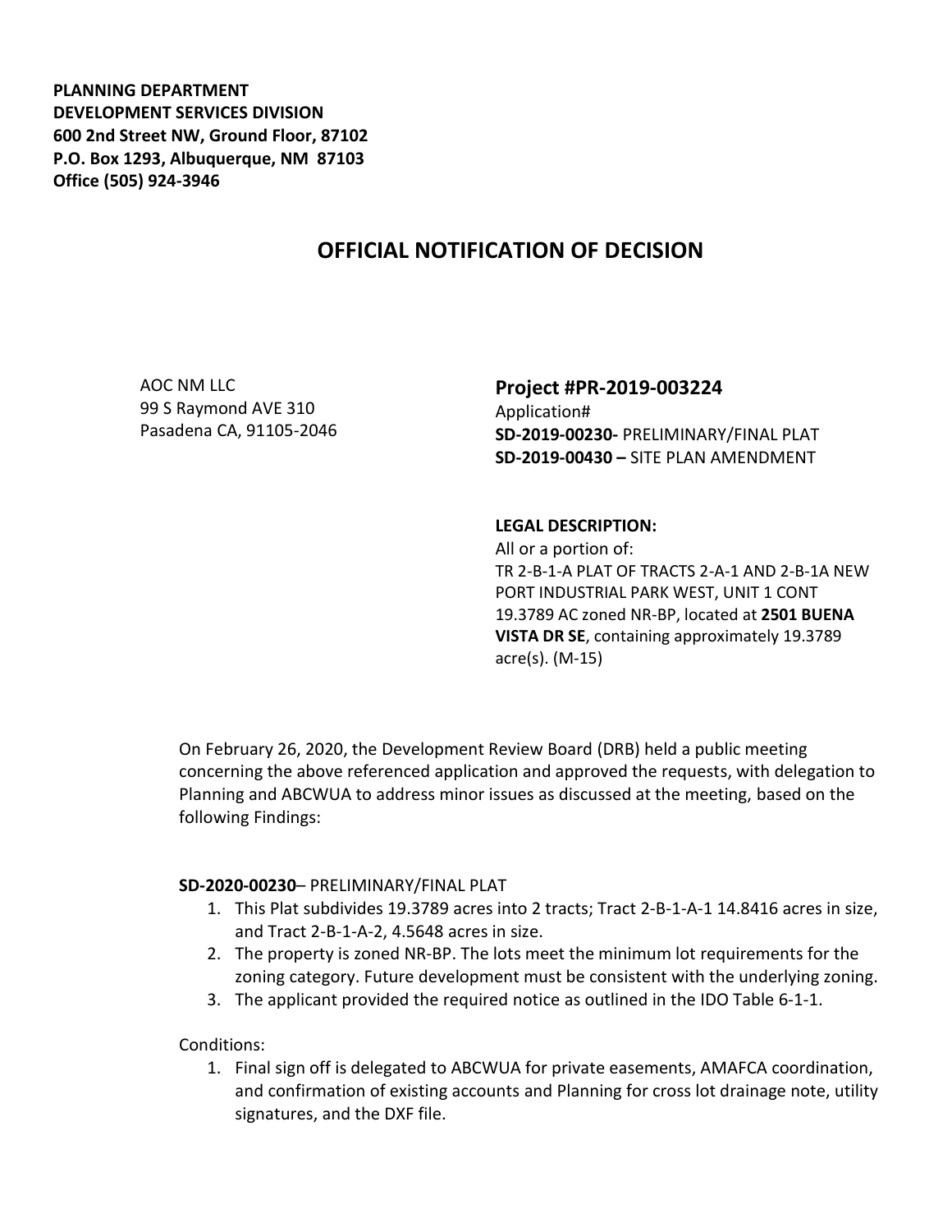**PLANNING DEPARTMENT**
**DEVELOPMENT SERVICES DIVISION**
**600 2nd Street NW, Ground Floor, 87102**
**P.O. Box 1293, Albuquerque, NM 87103**
**Office (505) 924-3946**

# OFFICIAL NOTIFICATION OF DECISION

AOC NM LLC
99 S Raymond AVE 310
Pasadena CA, 91105-2046

## Project #PR-2019-003224

Application#
**SD-2019-00230-** PRELIMINARY/FINAL PLAT
**SD-2019-00430 –** SITE PLAN AMENDMENT

**LEGAL DESCRIPTION:**
All or a portion of:
TR 2-B-1-A PLAT OF TRACTS 2-A-1 AND 2-B-1A NEW PORT INDUSTRIAL PARK WEST, UNIT 1 CONT 19.3789 AC zoned NR-BP, located at **2501 BUENA VISTA DR SE**, containing approximately 19.3789 acre(s). (M-15)

On February 26, 2020, the Development Review Board (DRB) held a public meeting concerning the above referenced application and approved the requests, with delegation to Planning and ABCWUA to address minor issues as discussed at the meeting, based on the following Findings:

**SD-2020-00230**– PRELIMINARY/FINAL PLAT

1. This Plat subdivides 19.3789 acres into 2 tracts; Tract 2-B-1-A-1 14.8416 acres in size, and Tract 2-B-1-A-2, 4.5648 acres in size.
2. The property is zoned NR-BP. The lots meet the minimum lot requirements for the zoning category. Future development must be consistent with the underlying zoning.
3. The applicant provided the required notice as outlined in the IDO Table 6-1-1.

Conditions:

1. Final sign off is delegated to ABCWUA for private easements, AMAFCA coordination, and confirmation of existing accounts and Planning for cross lot drainage note, utility signatures, and the DXF file.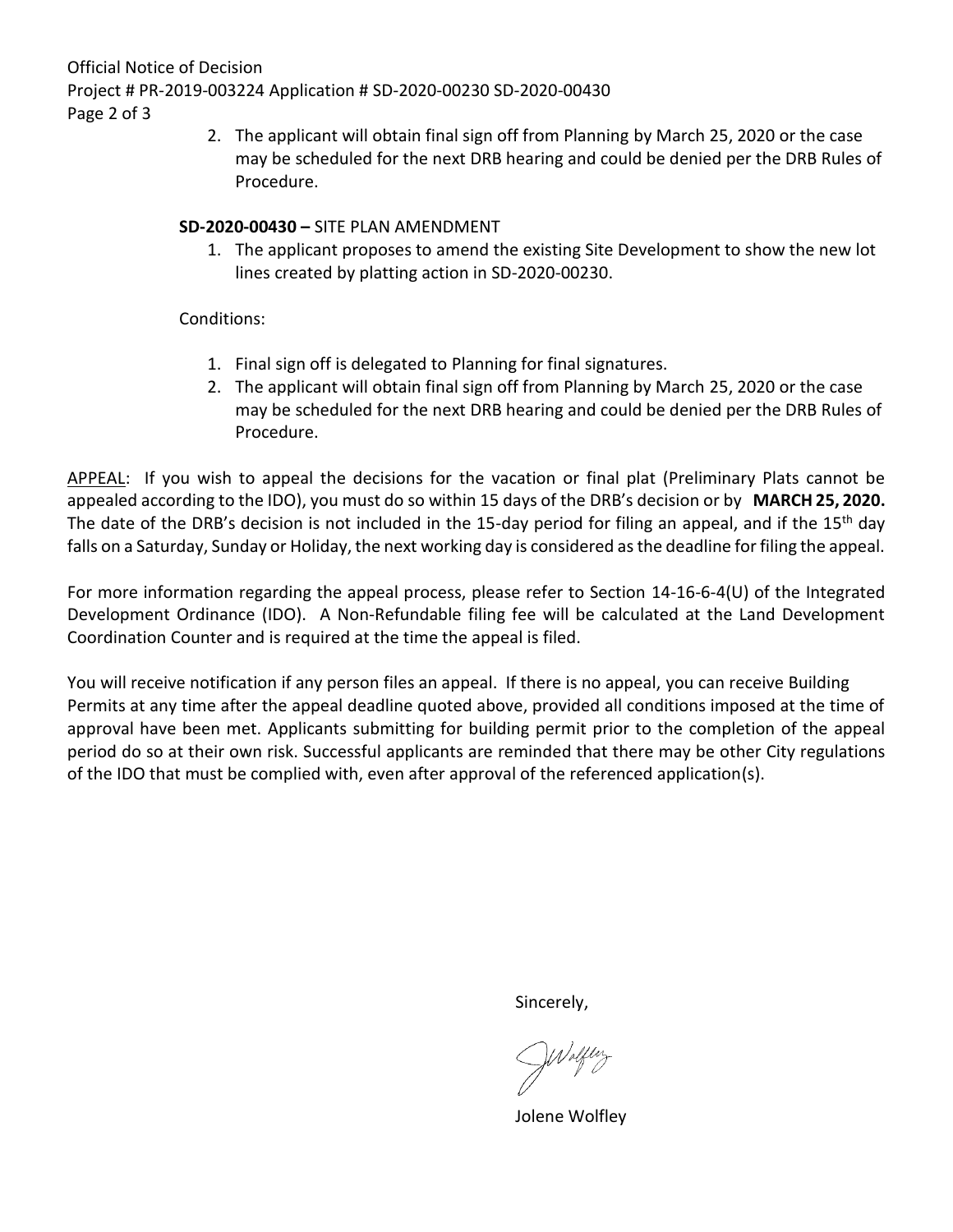2. The applicant will obtain final sign off from Planning by March 25, 2020 or the case may be scheduled for the next DRB hearing and could be denied per the DRB Rules of Procedure.

**SD-2020-00430 –** SITE PLAN AMENDMENT

1. The applicant proposes to amend the existing Site Development to show the new lot lines created by platting action in SD-2020-00230.

Conditions:

1. Final sign off is delegated to Planning for final signatures.
2. The applicant will obtain final sign off from Planning by March 25, 2020 or the case may be scheduled for the next DRB hearing and could be denied per the DRB Rules of Procedure.

APPEAL: If you wish to appeal the decisions for the vacation or final plat (Preliminary Plats cannot be appealed according to the IDO), you must do so within 15 days of the DRB's decision or by **MARCH 25, 2020.** The date of the DRB's decision is not included in the 15-day period for filing an appeal, and if the 15th day falls on a Saturday, Sunday or Holiday, the next working day is considered as the deadline for filing the appeal.

For more information regarding the appeal process, please refer to Section 14-16-6-4(U) of the Integrated Development Ordinance (IDO). A Non-Refundable filing fee will be calculated at the Land Development Coordination Counter and is required at the time the appeal is filed.

You will receive notification if any person files an appeal. If there is no appeal, you can receive Building Permits at any time after the appeal deadline quoted above, provided all conditions imposed at the time of approval have been met. Applicants submitting for building permit prior to the completion of the appeal period do so at their own risk. Successful applicants are reminded that there may be other City regulations of the IDO that must be complied with, even after approval of the referenced application(s).

Sincerely,

JWolfley

Jolene Wolfley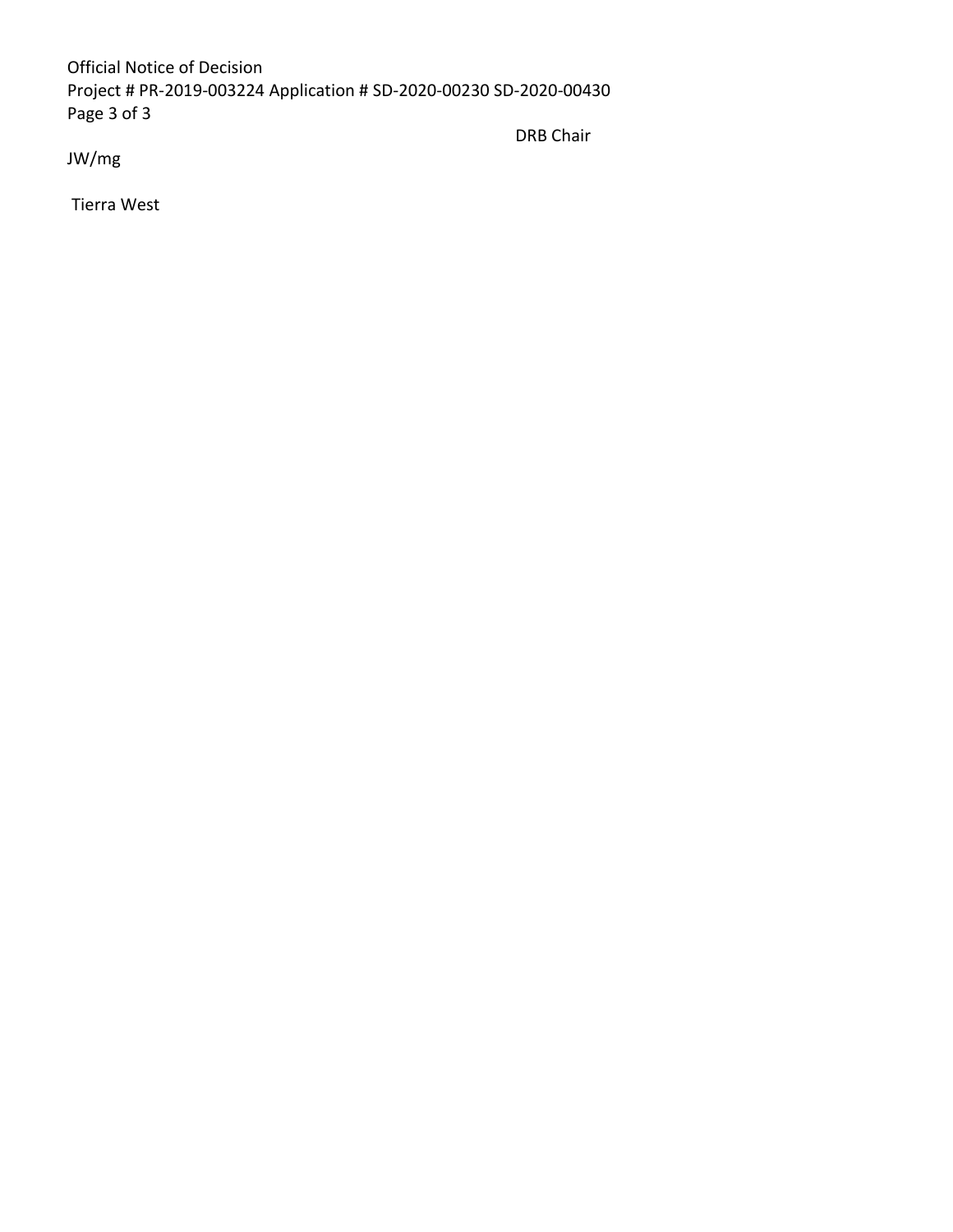DRB Chair

JW/mg

Tierra West